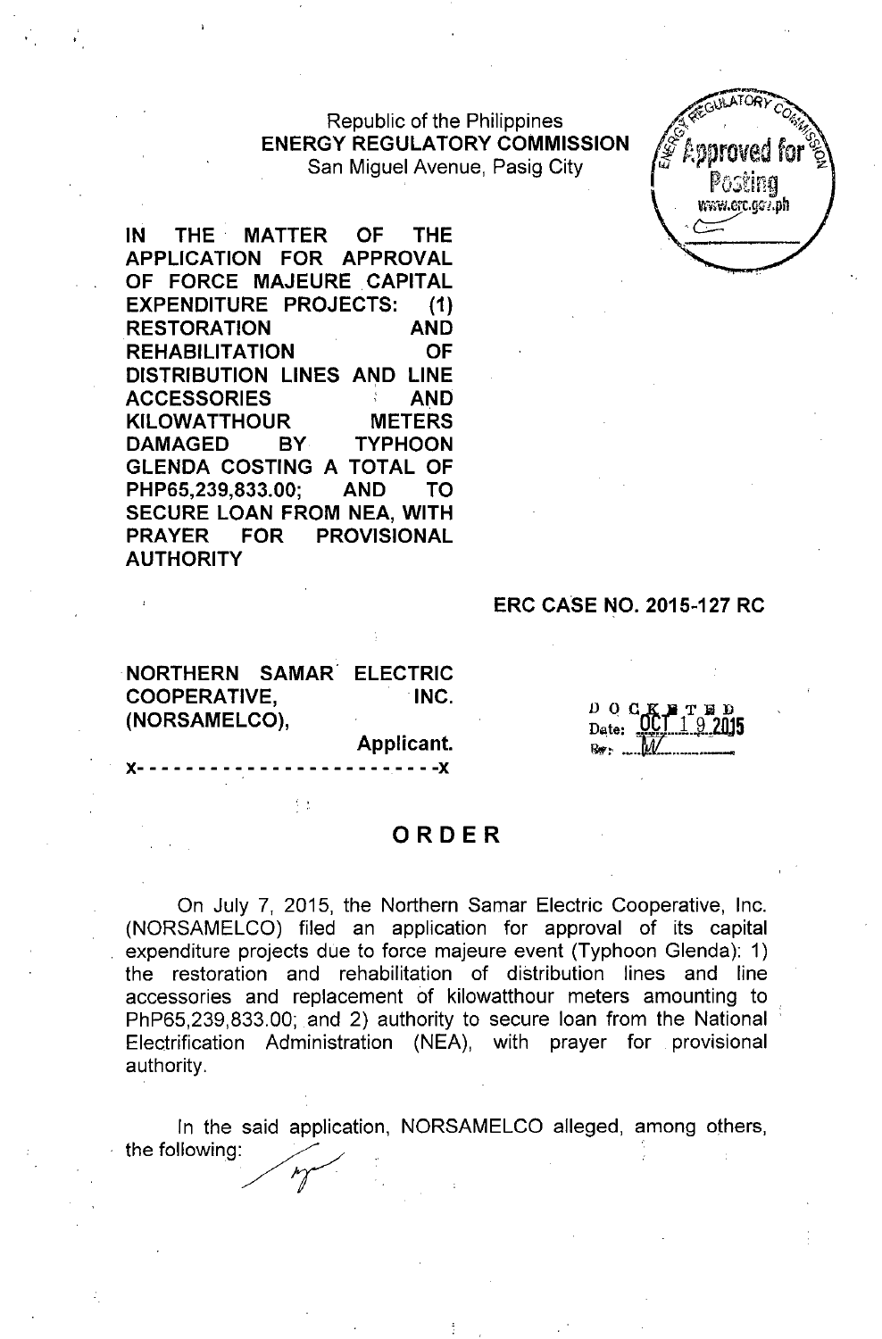Republic of the Philippines
**ENERGY REGULATORY COMMISSION**
San Miguel Avenue, Pasig City

**IN THE MATTER OF THE APPLICATION FOR APPROVAL OF FORCE MAJEURE CAPITAL EXPENDITURE PROJECTS: (1) RESTORATION AND REHABILITATION OF DISTRIBUTION LINES AND LINE ACCESSORIES AND KILOWATTHOUR METERS DAMAGED BY TYPHOON GLENDA COSTING A TOTAL OF PHP65,239,833.00; AND TO SECURE LOAN FROM NEA, WITH PRAYER FOR PROVISIONAL AUTHORITY**

**ERC CASE NO. 2015-127 RC**

**NORTHERN SAMAR ELECTRIC COOPERATIVE, INC. (NORSAMELCO),**
**Applicant.**
x- - - - - - - - - - - - - - - - - - - - - - - - -x

DOCKETED
Date: OCT 19 2015
By: MV

# ORDER

On July 7, 2015, the Northern Samar Electric Cooperative, Inc. (NORSAMELCO) filed an application for approval of its capital expenditure projects due to force majeure event (Typhoon Glenda): 1) the restoration and rehabilitation of distribution lines and line accessories and replacement of kilowatthour meters amounting to PhP65,239,833.00; and 2) authority to secure loan from the National Electrification Administration (NEA), with prayer for provisional authority.

In the said application, NORSAMELCO alleged, among others, the following: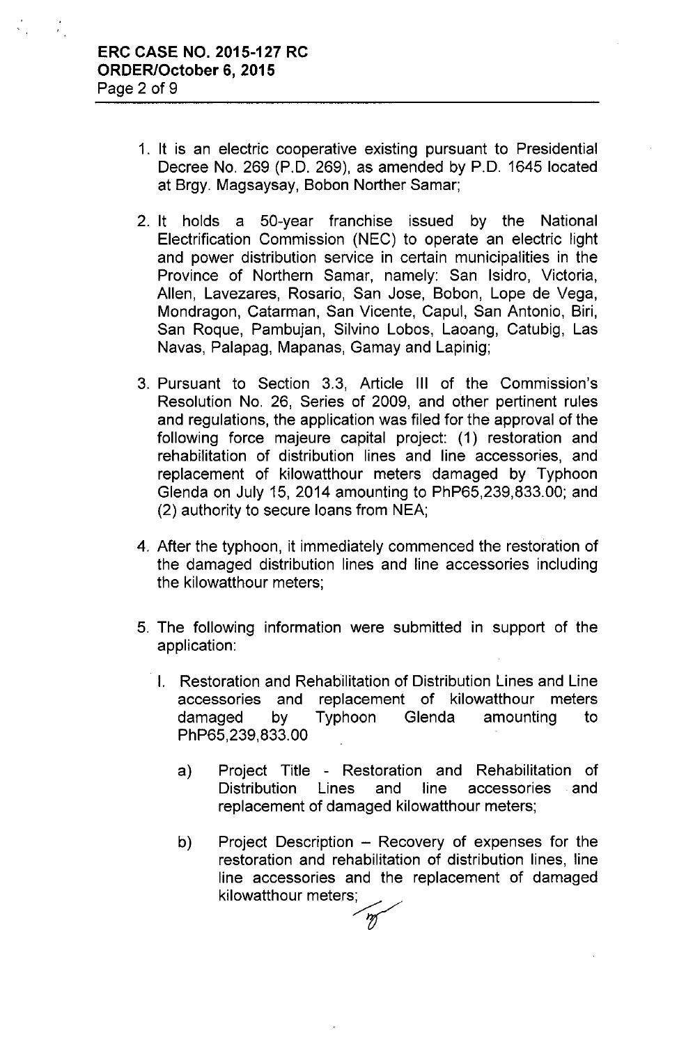1. It is an electric cooperative existing pursuant to Presidential Decree No. 269 (P.D. 269), as amended by P.D. 1645 located at Brgy. Magsaysay, Bobon Norther Samar;

2. It holds a 50-year franchise issued by the National Electrification Commission (NEC) to operate an electric light and power distribution service in certain municipalities in the Province of Northern Samar, namely: San Isidro, Victoria, Allen, Lavezares, Rosario, San Jose, Bobon, Lope de Vega, Mondragon, Catarman, San Vicente, Capul, San Antonio, Biri, San Roque, Pambujan, Silvino Lobos, Laoang, Catubig, Las Navas, Palapag, Mapanas, Gamay and Lapinig;

3. Pursuant to Section 3.3, Article III of the Commission's Resolution No. 26, Series of 2009, and other pertinent rules and regulations, the application was filed for the approval of the following force majeure capital project: (1) restoration and rehabilitation of distribution lines and line accessories, and replacement of kilowatthour meters damaged by Typhoon Glenda on July 15, 2014 amounting to PhP65,239,833.00; and (2) authority to secure loans from NEA;

4. After the typhoon, it immediately commenced the restoration of the damaged distribution lines and line accessories including the kilowatthour meters;

5. The following information were submitted in support of the application:

   I. Restoration and Rehabilitation of Distribution Lines and Line accessories and replacement of kilowatthour meters damaged by Typhoon Glenda amounting to PhP65,239,833.00

      a) Project Title - Restoration and Rehabilitation of Distribution Lines and line accessories and replacement of damaged kilowatthour meters;

      b) Project Description – Recovery of expenses for the restoration and rehabilitation of distribution lines, line line accessories and the replacement of damaged kilowatthour meters;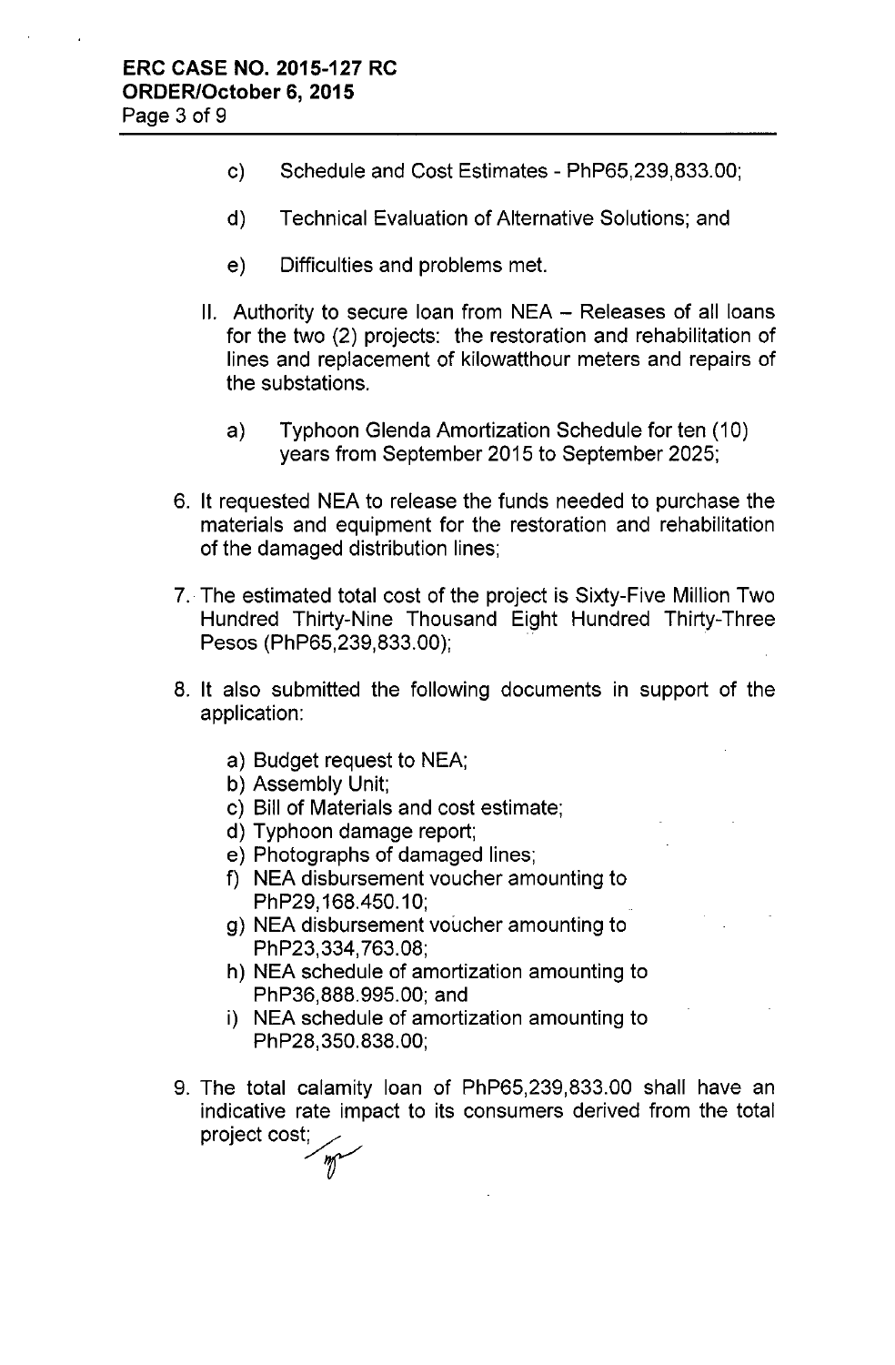c) Schedule and Cost Estimates - PhP65,239,833.00;

d) Technical Evaluation of Alternative Solutions; and

e) Difficulties and problems met.

II. Authority to secure loan from NEA – Releases of all loans for the two (2) projects: the restoration and rehabilitation of lines and replacement of kilowatthour meters and repairs of the substations.

a) Typhoon Glenda Amortization Schedule for ten (10) years from September 2015 to September 2025;

6. It requested NEA to release the funds needed to purchase the materials and equipment for the restoration and rehabilitation of the damaged distribution lines;

7. The estimated total cost of the project is Sixty-Five Million Two Hundred Thirty-Nine Thousand Eight Hundred Thirty-Three Pesos (PhP65,239,833.00);

8. It also submitted the following documents in support of the application:

   a) Budget request to NEA;
   b) Assembly Unit;
   c) Bill of Materials and cost estimate;
   d) Typhoon damage report;
   e) Photographs of damaged lines;
   f) NEA disbursement voucher amounting to PhP29,168.450.10;
   g) NEA disbursement voucher amounting to PhP23,334,763.08;
   h) NEA schedule of amortization amounting to PhP36,888.995.00; and
   i) NEA schedule of amortization amounting to PhP28,350.838.00;

9. The total calamity loan of PhP65,239,833.00 shall have an indicative rate impact to its consumers derived from the total project cost;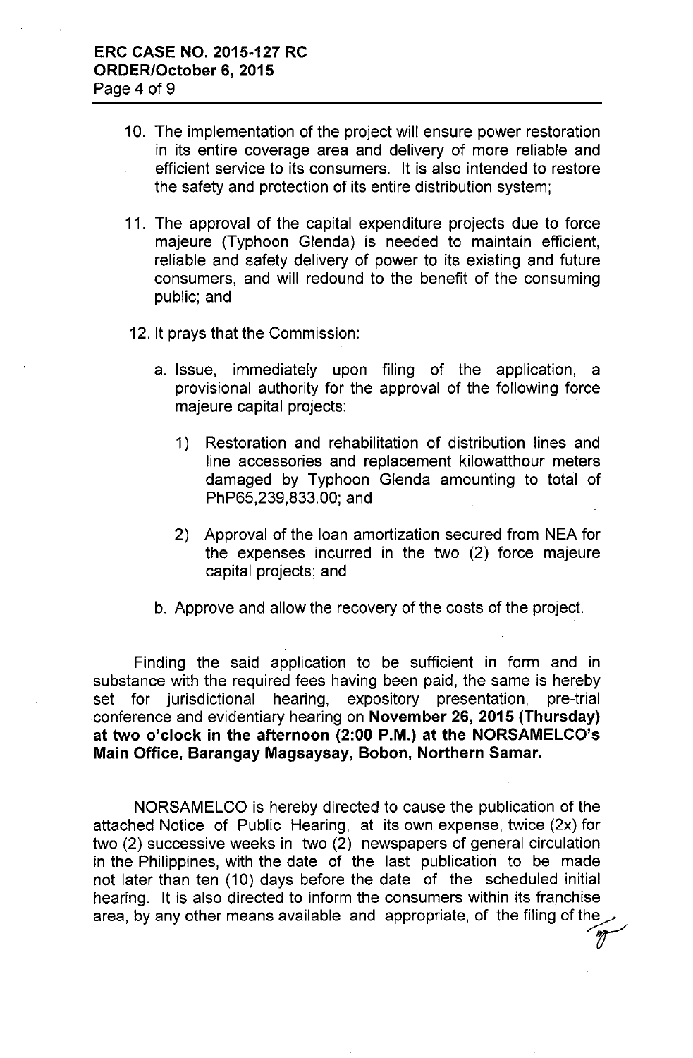10. The implementation of the project will ensure power restoration in its entire coverage area and delivery of more reliable and efficient service to its consumers. It is also intended to restore the safety and protection of its entire distribution system;

11. The approval of the capital expenditure projects due to force majeure (Typhoon Glenda) is needed to maintain efficient, reliable and safety delivery of power to its existing and future consumers, and will redound to the benefit of the consuming public; and

12. It prays that the Commission:

    a. Issue, immediately upon filing of the application, a provisional authority for the approval of the following force majeure capital projects:

        1) Restoration and rehabilitation of distribution lines and line accessories and replacement kilowatthour meters damaged by Typhoon Glenda amounting to total of PhP65,239,833.00; and

        2) Approval of the loan amortization secured from NEA for the expenses incurred in the two (2) force majeure capital projects; and

    b. Approve and allow the recovery of the costs of the project.

Finding the said application to be sufficient in form and in substance with the required fees having been paid, the same is hereby set for jurisdictional hearing, expository presentation, pre-trial conference and evidentiary hearing on **November 26, 2015 (Thursday) at two o'clock in the afternoon (2:00 P.M.) at the NORSAMELCO's Main Office, Barangay Magsaysay, Bobon, Northern Samar.**

NORSAMELCO is hereby directed to cause the publication of the attached Notice of Public Hearing, at its own expense, twice (2x) for two (2) successive weeks in two (2) newspapers of general circulation in the Philippines, with the date of the last publication to be made not later than ten (10) days before the date of the scheduled initial hearing. It is also directed to inform the consumers within its franchise area, by any other means available and appropriate, of the filing of the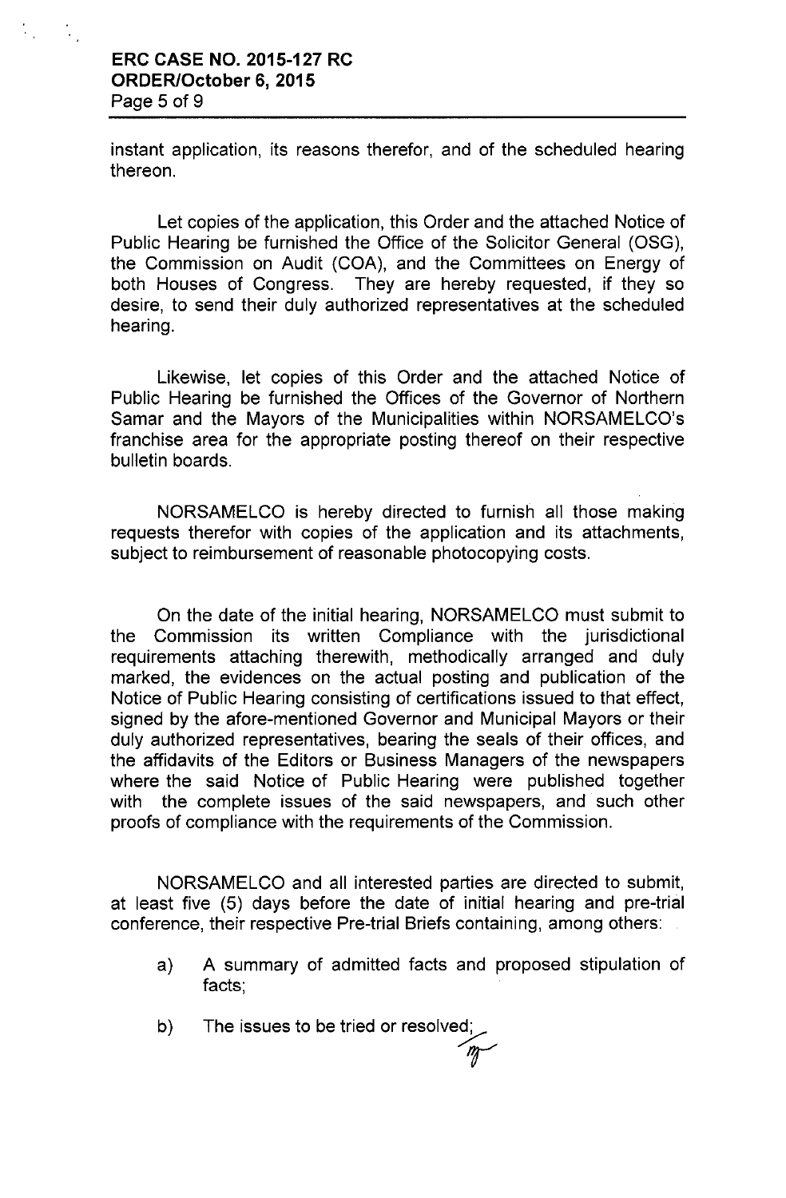instant application, its reasons therefor, and of the scheduled hearing thereon.

Let copies of the application, this Order and the attached Notice of Public Hearing be furnished the Office of the Solicitor General (OSG), the Commission on Audit (COA), and the Committees on Energy of both Houses of Congress. They are hereby requested, if they so desire, to send their duly authorized representatives at the scheduled hearing.

Likewise, let copies of this Order and the attached Notice of Public Hearing be furnished the Offices of the Governor of Northern Samar and the Mayors of the Municipalities within NORSAMELCO's franchise area for the appropriate posting thereof on their respective bulletin boards.

NORSAMELCO is hereby directed to furnish all those making requests therefor with copies of the application and its attachments, subject to reimbursement of reasonable photocopying costs.

On the date of the initial hearing, NORSAMELCO must submit to the Commission its written Compliance with the jurisdictional requirements attaching therewith, methodically arranged and duly marked, the evidences on the actual posting and publication of the Notice of Public Hearing consisting of certifications issued to that effect, signed by the afore-mentioned Governor and Municipal Mayors or their duly authorized representatives, bearing the seals of their offices, and the affidavits of the Editors or Business Managers of the newspapers where the said Notice of Public Hearing were published together with the complete issues of the said newspapers, and such other proofs of compliance with the requirements of the Commission.

NORSAMELCO and all interested parties are directed to submit, at least five (5) days before the date of initial hearing and pre-trial conference, their respective Pre-trial Briefs containing, among others:

a) A summary of admitted facts and proposed stipulation of facts;

b) The issues to be tried or resolved;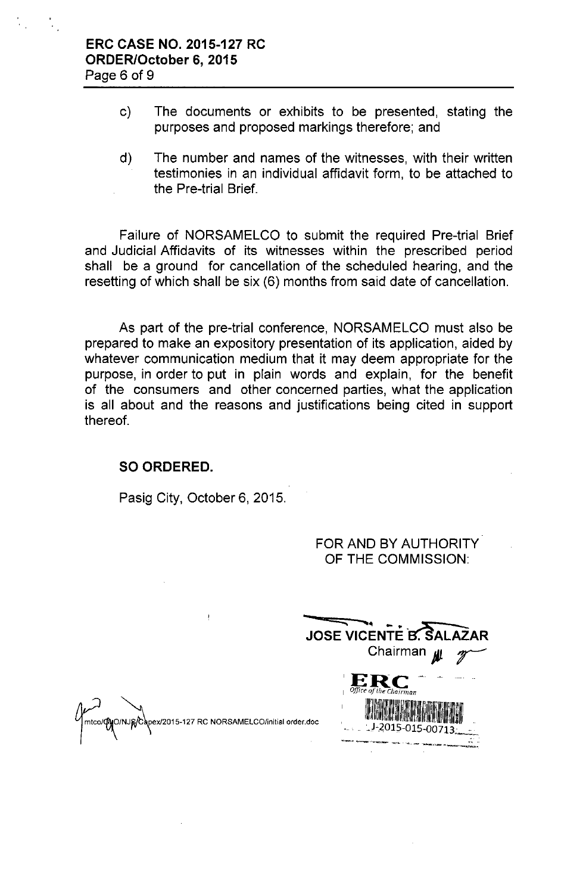c) The documents or exhibits to be presented, stating the purposes and proposed markings therefore; and

d) The number and names of the witnesses, with their written testimonies in an individual affidavit form, to be attached to the Pre-trial Brief.

Failure of NORSAMELCO to submit the required Pre-trial Brief and Judicial Affidavits of its witnesses within the prescribed period shall be a ground for cancellation of the scheduled hearing, and the resetting of which shall be six (6) months from said date of cancellation.

As part of the pre-trial conference, NORSAMELCO must also be prepared to make an expository presentation of its application, aided by whatever communication medium that it may deem appropriate for the purpose, in order to put in plain words and explain, for the benefit of the consumers and other concerned parties, what the application is all about and the reasons and justifications being cited in support thereof.

**SO ORDERED.**

Pasig City, October 6, 2015.

FOR AND BY AUTHORITY OF THE COMMISSION:

**JOSE VICENTE B. SALAZAR**
Chairman

ERC
Office of the Chairman
J-2015-015-00713

mtco/GMO/NJS/Capex/2015-127 RC NORSAMELCO/initial order.doc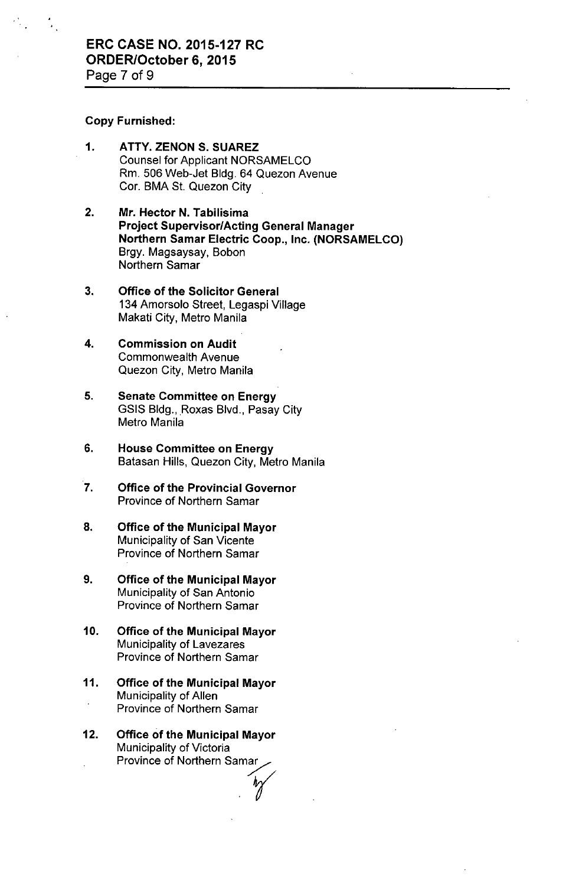**Copy Furnished:**

1. **ATTY. ZENON S. SUAREZ**
   Counsel for Applicant NORSAMELCO
   Rm. 506 Web-Jet Bldg. 64 Quezon Avenue
   Cor. BMA St. Quezon City

2. **Mr. Hector N. Tabilisima**
   **Project Supervisor/Acting General Manager**
   **Northern Samar Electric Coop., Inc. (NORSAMELCO)**
   Brgy. Magsaysay, Bobon
   Northern Samar

3. **Office of the Solicitor General**
   134 Amorsolo Street, Legaspi Village
   Makati City, Metro Manila

4. **Commission on Audit**
   Commonwealth Avenue
   Quezon City, Metro Manila

5. **Senate Committee on Energy**
   GSIS Bldg., Roxas Blvd., Pasay City
   Metro Manila

6. **House Committee on Energy**
   Batasan Hills, Quezon City, Metro Manila

7. **Office of the Provincial Governor**
   Province of Northern Samar

8. **Office of the Municipal Mayor**
   Municipality of San Vicente
   Province of Northern Samar

9. **Office of the Municipal Mayor**
   Municipality of San Antonio
   Province of Northern Samar

10. **Office of the Municipal Mayor**
    Municipality of Lavezares
    Province of Northern Samar

11. **Office of the Municipal Mayor**
    Municipality of Allen
    Province of Northern Samar

12. **Office of the Municipal Mayor**
    Municipality of Victoria
    Province of Northern Samar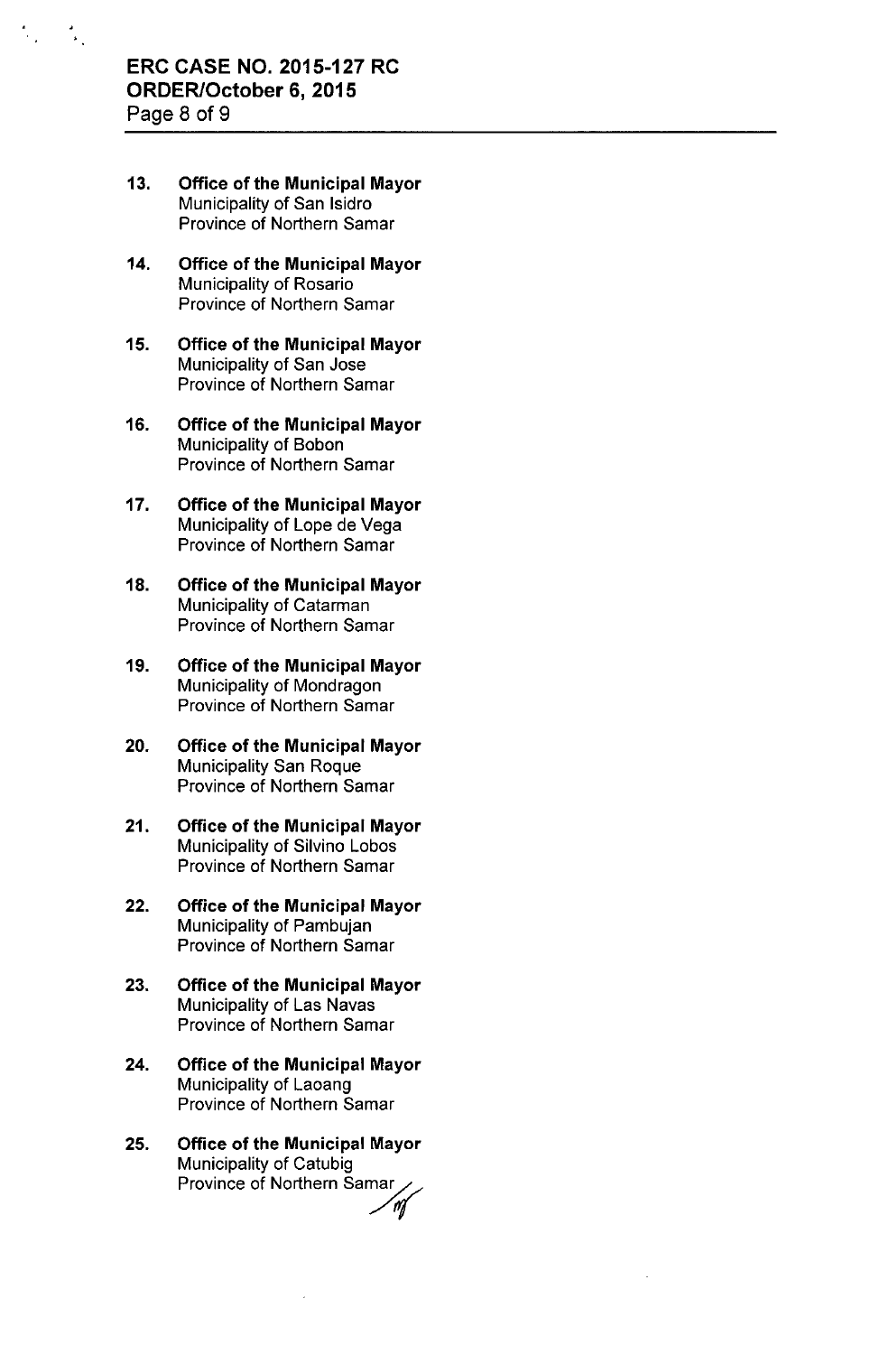13. **Office of the Municipal Mayor**
    Municipality of San Isidro
    Province of Northern Samar

14. **Office of the Municipal Mayor**
    Municipality of Rosario
    Province of Northern Samar

15. **Office of the Municipal Mayor**
    Municipality of San Jose
    Province of Northern Samar

16. **Office of the Municipal Mayor**
    Municipality of Bobon
    Province of Northern Samar

17. **Office of the Municipal Mayor**
    Municipality of Lope de Vega
    Province of Northern Samar

18. **Office of the Municipal Mayor**
    Municipality of Catarman
    Province of Northern Samar

19. **Office of the Municipal Mayor**
    Municipality of Mondragon
    Province of Northern Samar

20. **Office of the Municipal Mayor**
    Municipality San Roque
    Province of Northern Samar

21. **Office of the Municipal Mayor**
    Municipality of Silvino Lobos
    Province of Northern Samar

22. **Office of the Municipal Mayor**
    Municipality of Pambujan
    Province of Northern Samar

23. **Office of the Municipal Mayor**
    Municipality of Las Navas
    Province of Northern Samar

24. **Office of the Municipal Mayor**
    Municipality of Laoang
    Province of Northern Samar

25. **Office of the Municipal Mayor**
    Municipality of Catubig
    Province of Northern Samar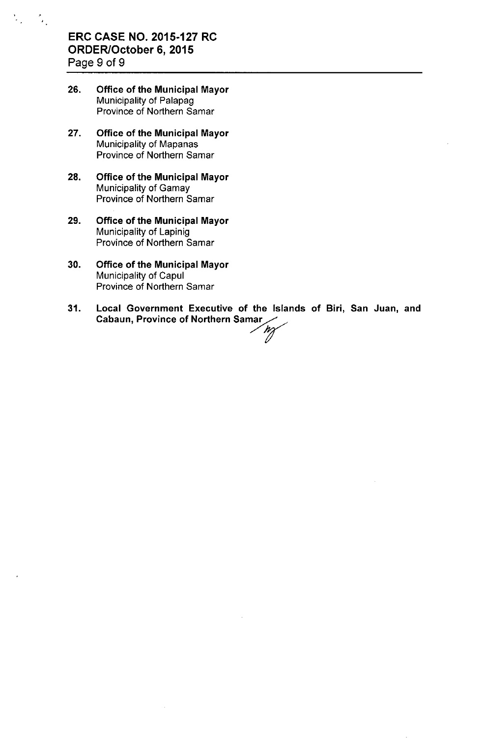26. **Office of the Municipal Mayor**
    Municipality of Palapag
    Province of Northern Samar

27. **Office of the Municipal Mayor**
    Municipality of Mapanas
    Province of Northern Samar

28. **Office of the Municipal Mayor**
    Municipality of Gamay
    Province of Northern Samar

29. **Office of the Municipal Mayor**
    Municipality of Lapinig
    Province of Northern Samar

30. **Office of the Municipal Mayor**
    Municipality of Capul
    Province of Northern Samar

31. **Local Government Executive of the Islands of Biri, San Juan, and Cabaun, Province of Northern Samar**